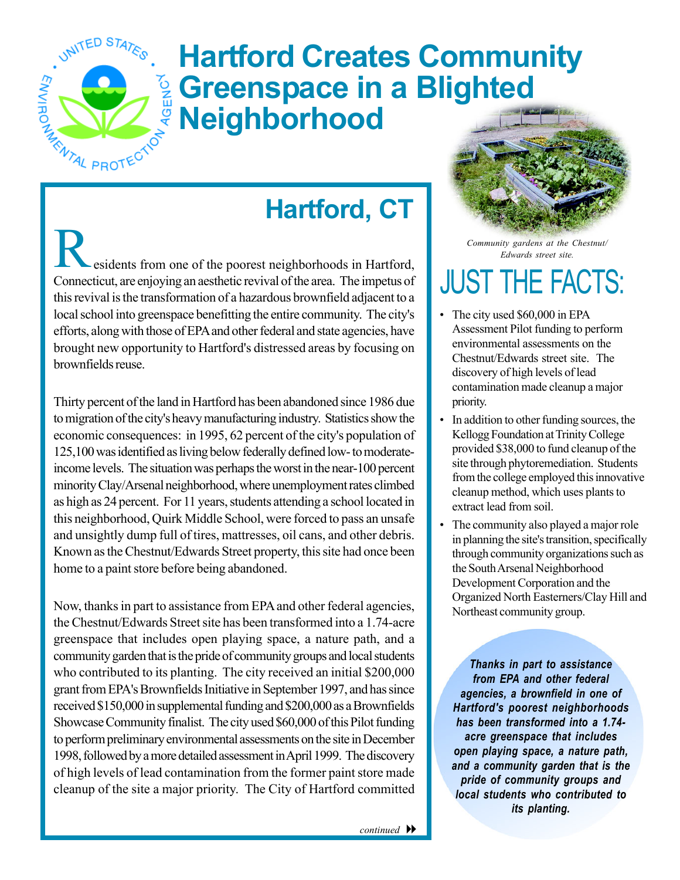# Hartford Creates Community Greenspace in a Blighted Neighborhood

## Hartford, CT

Residents from one of the poorest neighborhoods in Hartford, Connecticut, are enjoying an aesthetic revival of the area. The impetus of this revival is the transformation of a hazardous brownfield adjacent to a local school into greenspace benefitting the entire community. The city's efforts, along with those of EPA and other federal and state agencies, have brought new opportunity to Hartford's distressed areas by focusing on brownfields reuse.

Thirty percent of the land in Hartford has been abandoned since 1986 due to migration of the city's heavy manufacturing industry. Statistics show the economic consequences: in 1995, 62 percent of the city's population of 125,100 was identified as living below federally defined low- to moderate-income levels. The situation was perhaps the worst in the near-100 percent minority Clay/Arsenal neighborhood, where unemployment rates climbed as high as 24 percent. For 11 years, students attending a school located in this neighborhood, Quirk Middle School, were forced to pass an unsafe and unsightly dump full of tires, mattresses, oil cans, and other debris. Known as the Chestnut/Edwards Street property, this site had once been home to a paint store before being abandoned.

Now, thanks in part to assistance from EPA and other federal agencies, the Chestnut/Edwards Street site has been transformed into a 1.74-acre greenspace that includes open playing space, a nature path, and a community garden that is the pride of community groups and local students who contributed to its planting. The city received an initial $200,000 grant from EPA's Brownfields Initiative in September 1997, and has since received $150,000 in supplemental funding and $200,000 as a Brownfields Showcase Community finalist. The city used $60,000 of this Pilot funding to perform preliminary environmental assessments on the site in December 1998, followed by a more detailed assessment in April 1999. The discovery of high levels of lead contamination from the former paint store made cleanup of the site a major priority. The City of Hartford committed

*continued*

*Community gardens at the Chestnut/Edwards street site.*

## JUST THE FACTS:

- The city used $60,000 in EPA Assessment Pilot funding to perform environmental assessments on the Chestnut/Edwards street site. The discovery of high levels of lead contamination made cleanup a major priority.
- In addition to other funding sources, the Kellogg Foundation at Trinity College provided $38,000 to fund cleanup of the site through phytoremediation. Students from the college employed this innovative cleanup method, which uses plants to extract lead from soil.
- The community also played a major role in planning the site's transition, specifically through community organizations such as the South Arsenal Neighborhood Development Corporation and the Organized North Easterners/Clay Hill and Northeast community group.

***Thanks in part to assistance from EPA and other federal agencies, a brownfield in one of Hartford's poorest neighborhoods has been transformed into a 1.74-acre greenspace that includes open playing space, a nature path, and a community garden that is the pride of community groups and local students who contributed to its planting.***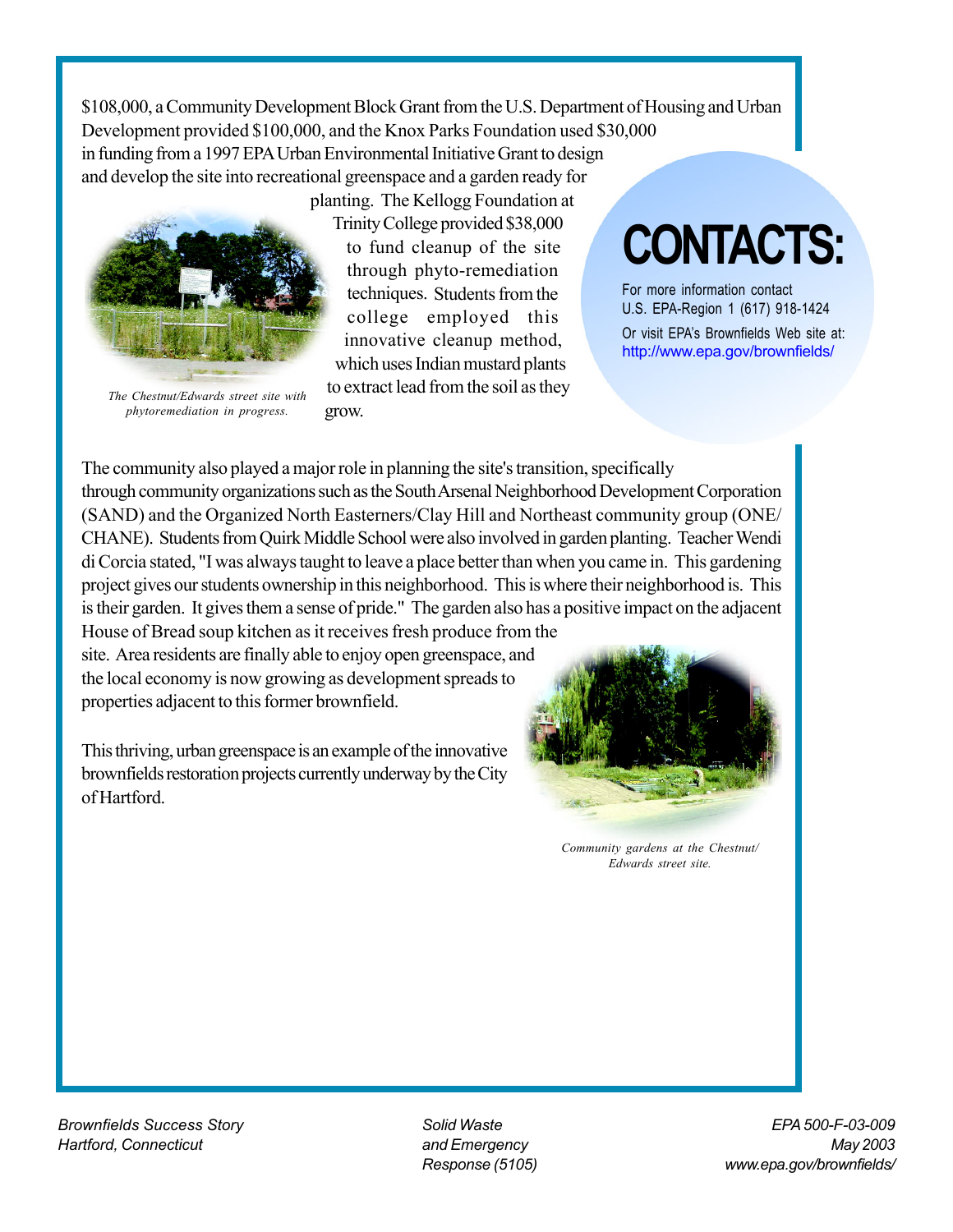$108,000, a Community Development Block Grant from the U.S. Department of Housing and Urban Development provided $100,000, and the Knox Parks Foundation used $30,000 in funding from a 1997 EPA Urban Environmental Initiative Grant to design and develop the site into recreational greenspace and a garden ready for planting. The Kellogg Foundation at Trinity College provided $38,000 to fund cleanup of the site through phyto-remediation techniques. Students from the college employed this innovative cleanup method, which uses Indian mustard plants to extract lead from the soil as they grow.

*The Chestnut/Edwards street site with phytoremediation in progress.*

# CONTACTS:

For more information contact U.S. EPA-Region 1 (617) 918-1424

Or visit EPA's Brownfields Web site at: http://www.epa.gov/brownfields/

The community also played a major role in planning the site's transition, specifically through community organizations such as the South Arsenal Neighborhood Development Corporation (SAND) and the Organized North Easterners/Clay Hill and Northeast community group (ONE/CHANE). Students from Quirk Middle School were also involved in garden planting. Teacher Wendi di Corcia stated, "I was always taught to leave a place better than when you came in. This gardening project gives our students ownership in this neighborhood. This is where their neighborhood is. This is their garden. It gives them a sense of pride." The garden also has a positive impact on the adjacent House of Bread soup kitchen as it receives fresh produce from the site. Area residents are finally able to enjoy open greenspace, and the local economy is now growing as development spreads to properties adjacent to this former brownfield.

This thriving, urban greenspace is an example of the innovative brownfields restoration projects currently underway by the City of Hartford.

*Community gardens at the Chestnut/Edwards street site.*

*Brownfields Success Story*
*Hartford, Connecticut*

*Solid Waste and Emergency Response (5105)*

*EPA 500-F-03-009*
*May 2003*
*www.epa.gov/brownfields/*